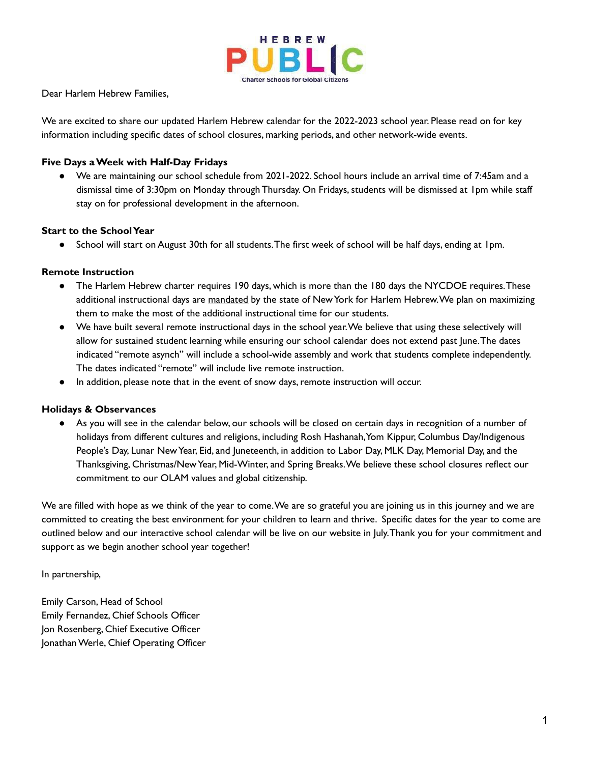Dear Harlem Hebrew Families,

We are excited to share our updated Harlem Hebrew calendar for the 2022-2023 school year. Please read on for key information including specific dates of school closures, marking periods, and other network-wide events.

**Five Days a Week with Half-Day Fridays**

- We are maintaining our school schedule from 2021-2022. School hours include an arrival time of 7:45am and a dismissal time of 3:30pm on Monday through Thursday. On Fridays, students will be dismissed at 1pm while staff stay on for professional development in the afternoon.

**Start to the School Year**

- School will start on August 30th for all students. The first week of school will be half days, ending at 1pm.

**Remote Instruction**

- The Harlem Hebrew charter requires 190 days, which is more than the 180 days the NYCDOE requires. These additional instructional days are mandated by the state of New York for Harlem Hebrew. We plan on maximizing them to make the most of the additional instructional time for our students.
- We have built several remote instructional days in the school year. We believe that using these selectively will allow for sustained student learning while ensuring our school calendar does not extend past June. The dates indicated "remote asynch" will include a school-wide assembly and work that students complete independently. The dates indicated "remote" will include live remote instruction.
- In addition, please note that in the event of snow days, remote instruction will occur.

**Holidays & Observances**

- As you will see in the calendar below, our schools will be closed on certain days in recognition of a number of holidays from different cultures and religions, including Rosh Hashanah, Yom Kippur, Columbus Day/Indigenous People's Day, Lunar New Year, Eid, and Juneteenth, in addition to Labor Day, MLK Day, Memorial Day, and the Thanksgiving, Christmas/New Year, Mid-Winter, and Spring Breaks. We believe these school closures reflect our commitment to our OLAM values and global citizenship.

We are filled with hope as we think of the year to come. We are so grateful you are joining us in this journey and we are committed to creating the best environment for your children to learn and thrive. Specific dates for the year to come are outlined below and our interactive school calendar will be live on our website in July. Thank you for your commitment and support as we begin another school year together!

In partnership,

Emily Carson, Head of School
Emily Fernandez, Chief Schools Officer
Jon Rosenberg, Chief Executive Officer
Jonathan Werle, Chief Operating Officer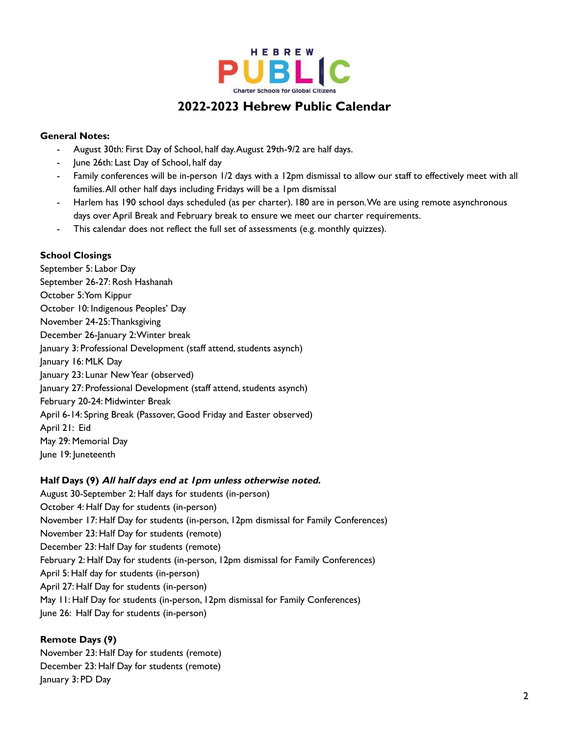HEBREW PUBLIC

Charter Schools for Global Citizens

# 2022-2023 Hebrew Public Calendar

**General Notes:**

- August 30th: First Day of School, half day. August 29th-9/2 are half days.
- June 26th: Last Day of School, half day
- Family conferences will be in-person 1/2 days with a 12pm dismissal to allow our staff to effectively meet with all families. All other half days including Fridays will be a 1pm dismissal
- Harlem has 190 school days scheduled (as per charter). 180 are in person. We are using remote asynchronous days over April Break and February break to ensure we meet our charter requirements.
- This calendar does not reflect the full set of assessments (e.g. monthly quizzes).

**School Closings**

September 5: Labor Day
September 26-27: Rosh Hashanah
October 5: Yom Kippur
October 10: Indigenous Peoples' Day
November 24-25: Thanksgiving
December 26-January 2: Winter break
January 3: Professional Development (staff attend, students asynch)
January 16: MLK Day
January 23: Lunar New Year (observed)
January 27: Professional Development (staff attend, students asynch)
February 20-24: Midwinter Break
April 6-14: Spring Break (Passover, Good Friday and Easter observed)
April 21: Eid
May 29: Memorial Day
June 19: Juneteenth

**Half Days (9)** ***All half days end at 1pm unless otherwise noted.***

August 30-September 2: Half days for students (in-person)
October 4: Half Day for students (in-person)
November 17: Half Day for students (in-person, 12pm dismissal for Family Conferences)
November 23: Half Day for students (remote)
December 23: Half Day for students (remote)
February 2: Half Day for students (in-person, 12pm dismissal for Family Conferences)
April 5: Half day for students (in-person)
April 27: Half Day for students (in-person)
May 11: Half Day for students (in-person, 12pm dismissal for Family Conferences)
June 26: Half Day for students (in-person)

**Remote Days (9)**

November 23: Half Day for students (remote)
December 23: Half Day for students (remote)
January 3: PD Day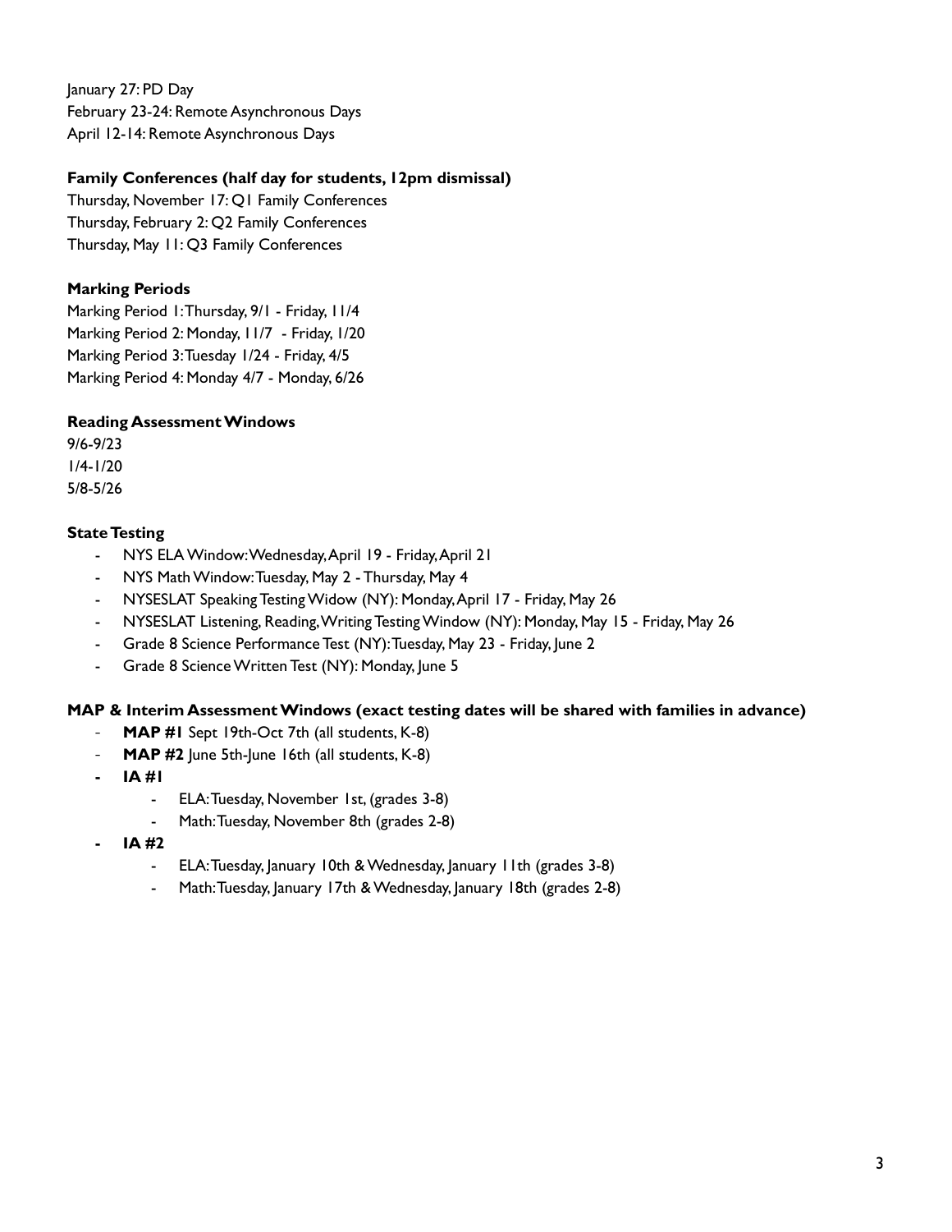January 27: PD Day
February 23-24: Remote Asynchronous Days
April 12-14: Remote Asynchronous Days

**Family Conferences (half day for students, 12pm dismissal)**
Thursday, November 17: Q1 Family Conferences
Thursday, February 2: Q2 Family Conferences
Thursday, May 11: Q3 Family Conferences

**Marking Periods**
Marking Period 1: Thursday, 9/1 - Friday, 11/4
Marking Period 2: Monday, 11/7 - Friday, 1/20
Marking Period 3: Tuesday 1/24 - Friday, 4/5
Marking Period 4: Monday 4/7 - Monday, 6/26

**Reading Assessment Windows**
9/6-9/23
1/4-1/20
5/8-5/26

**State Testing**

- NYS ELA Window: Wednesday, April 19 - Friday, April 21
- NYS Math Window: Tuesday, May 2 - Thursday, May 4
- NYSESLAT Speaking Testing Widow (NY): Monday, April 17 - Friday, May 26
- NYSESLAT Listening, Reading, Writing Testing Window (NY): Monday, May 15 - Friday, May 26
- Grade 8 Science Performance Test (NY): Tuesday, May 23 - Friday, June 2
- Grade 8 Science Written Test (NY): Monday, June 5

**MAP & Interim Assessment Windows (exact testing dates will be shared with families in advance)**

- **MAP #1** Sept 19th-Oct 7th (all students, K-8)
- **MAP #2** June 5th-June 16th (all students, K-8)
- **IA #1**
  - ELA: Tuesday, November 1st, (grades 3-8)
  - Math: Tuesday, November 8th (grades 2-8)
- **IA #2**
  - ELA: Tuesday, January 10th & Wednesday, January 11th (grades 3-8)
  - Math: Tuesday, January 17th & Wednesday, January 18th (grades 2-8)